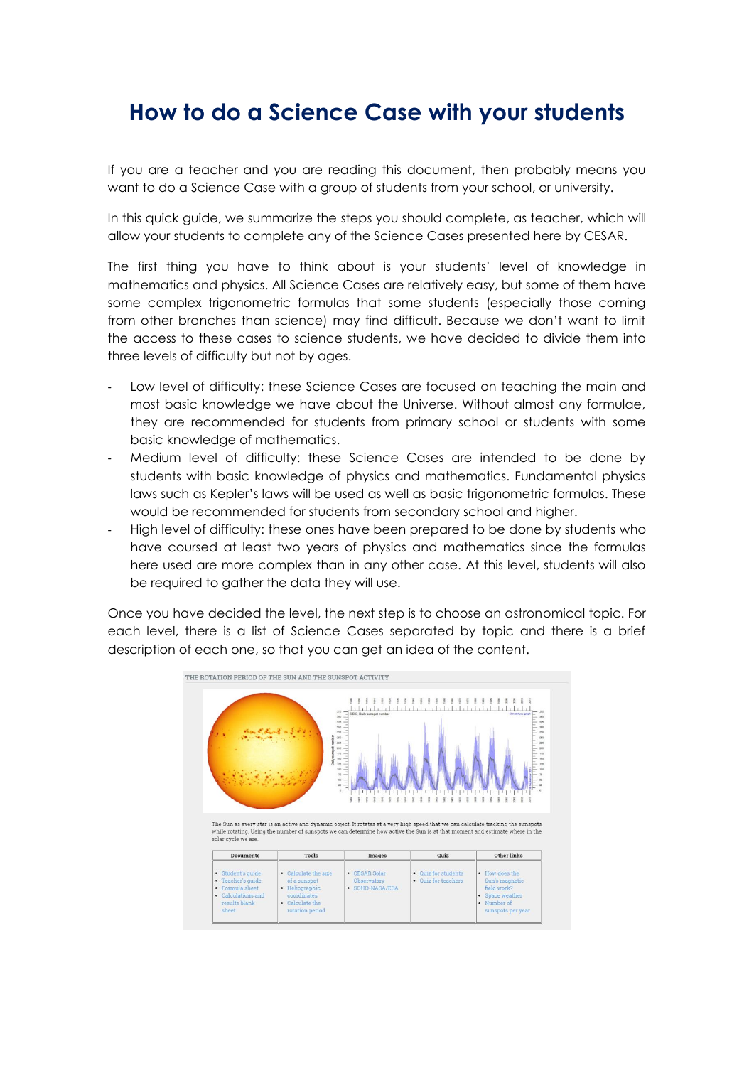# How to do a Science Case with your students

If you are a teacher and you are reading this document, then probably means you want to do a Science Case with a group of students from your school, or university.

In this quick guide, we summarize the steps you should complete, as teacher, which will allow your students to complete any of the Science Cases presented here by CESAR.

The first thing you have to think about is your students' level of knowledge in mathematics and physics. All Science Cases are relatively easy, but some of them have some complex trigonometric formulas that some students (especially those coming from other branches than science) may find difficult. Because we don't want to limit the access to these cases to science students, we have decided to divide them into three levels of difficulty but not by ages.

- Low level of difficulty: these Science Cases are focused on teaching the main and most basic knowledge we have about the Universe. Without almost any formulae, they are recommended for students from primary school or students with some basic knowledge of mathematics.
- Medium level of difficulty: these Science Cases are intended to be done by students with basic knowledge of physics and mathematics. Fundamental physics laws such as Kepler's laws will be used as well as basic trigonometric formulas. These would be recommended for students from secondary school and higher.
- High level of difficulty: these ones have been prepared to be done by students who have coursed at least two years of physics and mathematics since the formulas here used are more complex than in any other case. At this level, students will also be required to gather the data they will use.

Once you have decided the level, the next step is to choose an astronomical topic. For each level, there is a list of Science Cases separated by topic and there is a brief description of each one, so that you can get an idea of the content.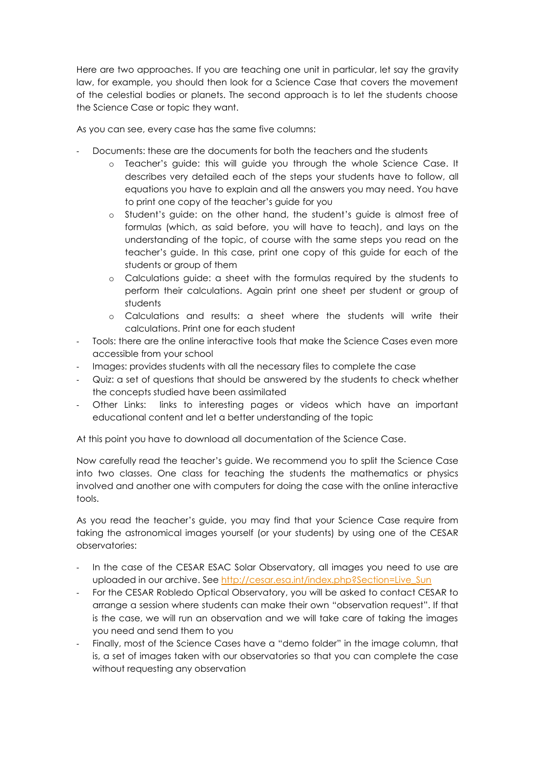Here are two approaches. If you are teaching one unit in particular, let say the gravity law, for example, you should then look for a Science Case that covers the movement of the celestial bodies or planets. The second approach is to let the students choose the Science Case or topic they want.

As you can see, every case has the same five columns:

- Documents: these are the documents for both the teachers and the students
  - Teacher's guide: this will guide you through the whole Science Case. It describes very detailed each of the steps your students have to follow, all equations you have to explain and all the answers you may need. You have to print one copy of the teacher's guide for you
  - Student's guide: on the other hand, the student's guide is almost free of formulas (which, as said before, you will have to teach), and lays on the understanding of the topic, of course with the same steps you read on the teacher's guide. In this case, print one copy of this guide for each of the students or group of them
  - Calculations guide: a sheet with the formulas required by the students to perform their calculations. Again print one sheet per student or group of students
  - Calculations and results: a sheet where the students will write their calculations. Print one for each student
- Tools: there are the online interactive tools that make the Science Cases even more accessible from your school
- Images: provides students with all the necessary files to complete the case
- Quiz: a set of questions that should be answered by the students to check whether the concepts studied have been assimilated
- Other Links: links to interesting pages or videos which have an important educational content and let a better understanding of the topic

At this point you have to download all documentation of the Science Case.

Now carefully read the teacher's guide. We recommend you to split the Science Case into two classes. One class for teaching the students the mathematics or physics involved and another one with computers for doing the case with the online interactive tools.

As you read the teacher's guide, you may find that your Science Case require from taking the astronomical images yourself (or your students) by using one of the CESAR observatories:

- In the case of the CESAR ESAC Solar Observatory, all images you need to use are uploaded in our archive. See [http://cesar.esa.int/index.php?Section=Live_Sun](http://cesar.esa.int/index.php?Section=Live_Sun)
- For the CESAR Robledo Optical Observatory, you will be asked to contact CESAR to arrange a session where students can make their own "observation request". If that is the case, we will run an observation and we will take care of taking the images you need and send them to you
- Finally, most of the Science Cases have a "demo folder" in the image column, that is, a set of images taken with our observatories so that you can complete the case without requesting any observation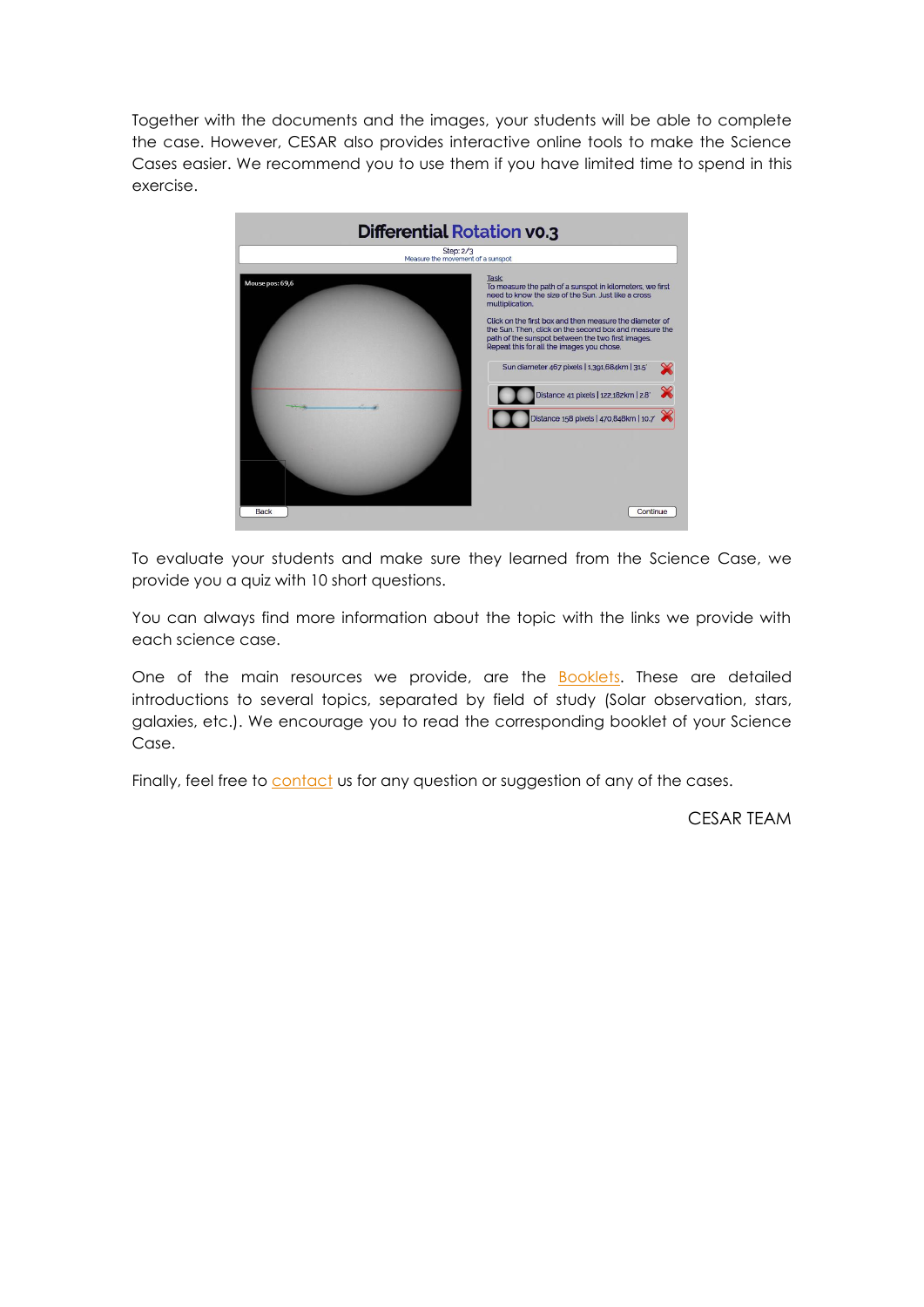Together with the documents and the images, your students will be able to complete the case. However, CESAR also provides interactive online tools to make the Science Cases easier. We recommend you to use them if you have limited time to spend in this exercise.

To evaluate your students and make sure they learned from the Science Case, we provide you a quiz with 10 short questions.

You can always find more information about the topic with the links we provide with each science case.

One of the main resources we provide, are the Booklets. These are detailed introductions to several topics, separated by field of study (Solar observation, stars, galaxies, etc.). We encourage you to read the corresponding booklet of your Science Case.

Finally, feel free to contact us for any question or suggestion of any of the cases.

CESAR TEAM